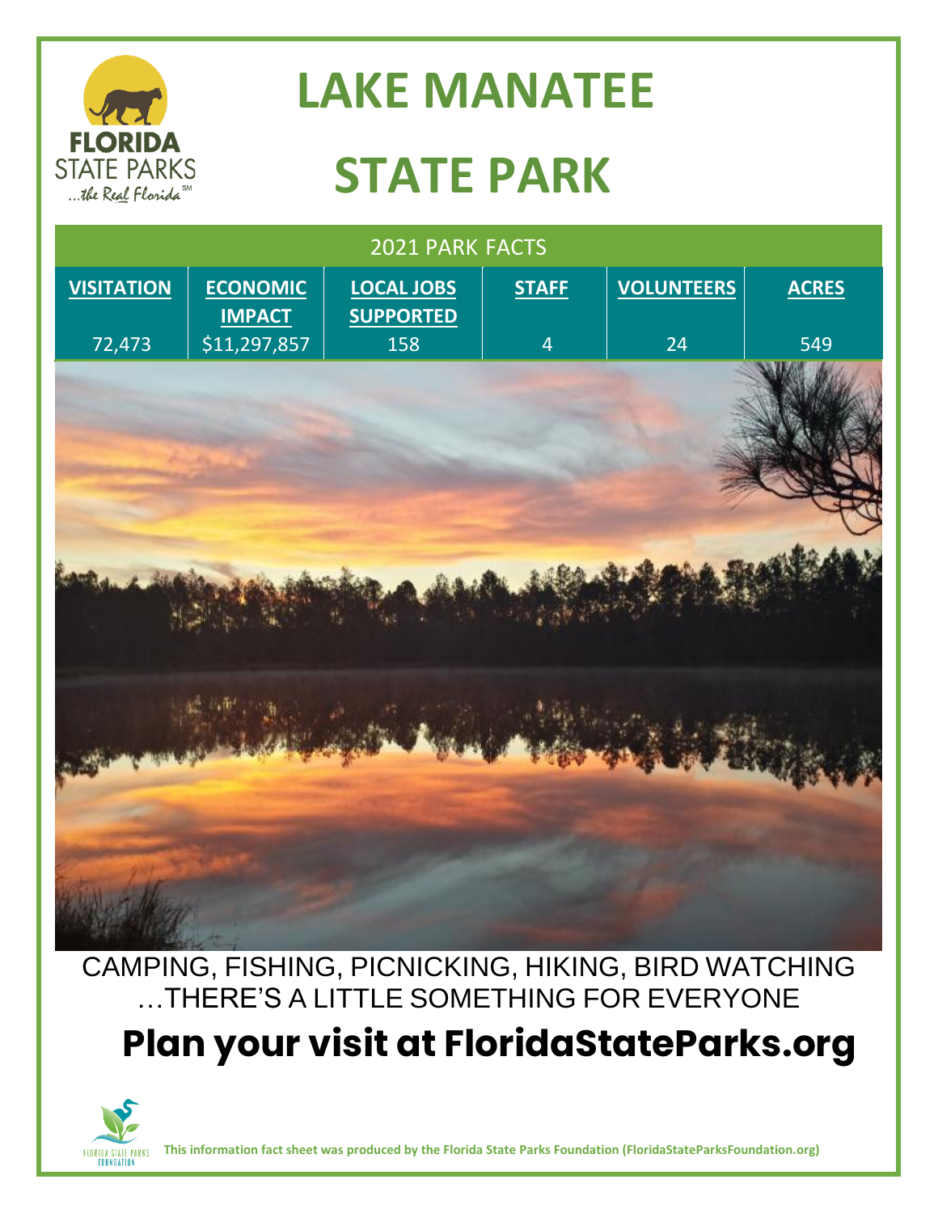# LAKE MANATEE STATE PARK

## 2021 PARK FACTS

| VISITATION | ECONOMIC IMPACT | LOCAL JOBS SUPPORTED | STAFF | VOLUNTEERS | ACRES |
|---|---|---|---|---|---|
| 72,473 | $11,297,857 | 158 | 4 | 24 | 549 |

CAMPING, FISHING, PICNICKING, HIKING, BIRD WATCHING
…THERE'S A LITTLE SOMETHING FOR EVERYONE

## Plan your visit at FloridaStateParks.org

**This information fact sheet was produced by the Florida State Parks Foundation (FloridaStateParksFoundation.org)**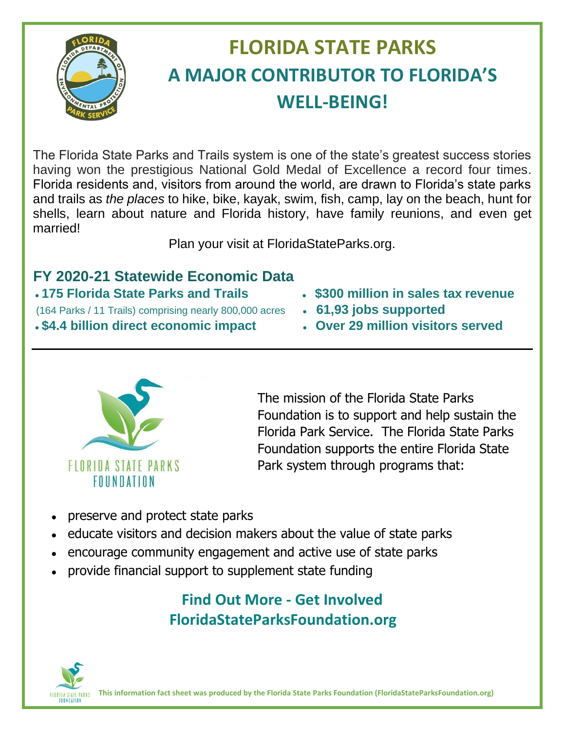# FLORIDA STATE PARKS

## A MAJOR CONTRIBUTOR TO FLORIDA'S WELL-BEING!

The Florida State Parks and Trails system is one of the state's greatest success stories having won the prestigious National Gold Medal of Excellence a record four times. Florida residents and, visitors from around the world, are drawn to Florida's state parks and trails as *the places* to hike, bike, kayak, swim, fish, camp, lay on the beach, hunt for shells, learn about nature and Florida history, have family reunions, and even get married!

Plan your visit at FloridaStateParks.org.

### FY 2020-21 Statewide Economic Data

- **175 Florida State Parks and Trails**
  (164 Parks / 11 Trails) comprising nearly 800,000 acres
- **$4.4 billion direct economic impact**
- **$300 million in sales tax revenue**
- **61,93 jobs supported**
- **Over 29 million visitors served**

---

FLORIDA STATE PARKS FOUNDATION

The mission of the Florida State Parks Foundation is to support and help sustain the Florida Park Service. The Florida State Parks Foundation supports the entire Florida State Park system through programs that:

- preserve and protect state parks
- educate visitors and decision makers about the value of state parks
- encourage community engagement and active use of state parks
- provide financial support to supplement state funding

**Find Out More - Get Involved**
**FloridaStateParksFoundation.org**

**This information fact sheet was produced by the Florida State Parks Foundation (FloridaStateParksFoundation.org)**